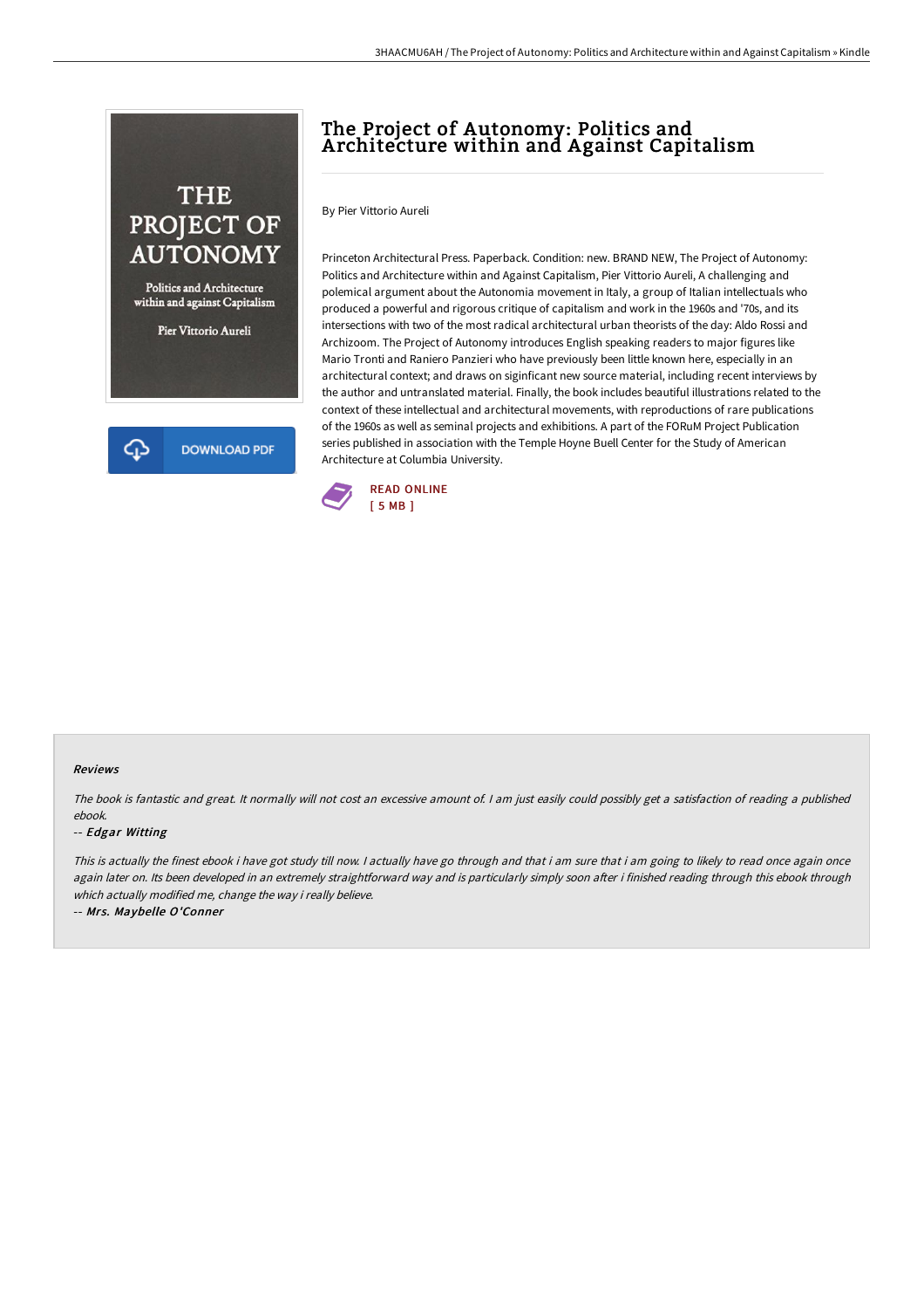# The Project of Autonomy: Politics and Architecture within and Against Capitalism

By Pier Vittorio Aureli

Princeton Architectural Press. Paperback. Condition: new. BRAND NEW, The Project of Autonomy: Politics and Architecture within and Against Capitalism, Pier Vittorio Aureli, A challenging and polemical argument about the Autonomia movement in Italy, a group of Italian intellectuals who produced a powerful and rigorous critique of capitalism and work in the 1960s and '70s, and its intersections with two of the most radical architectural urban theorists of the day: Aldo Rossi and Archizoom. The Project of Autonomy introduces English speaking readers to major figures like Mario Tronti and Raniero Panzieri who have previously been little known here, especially in an architectural context; and draws on siginficant new source material, including recent interviews by the author and untranslated material. Finally, the book includes beautiful illustrations related to the context of these intellectual and architectural movements, with reproductions of rare publications of the 1960s as well as seminal projects and exhibitions. A part of the FORuM Project Publication series published in association with the Temple Hoyne Buell Center for the Study of American Architecture at Columbia University.

READ ONLINE
[ 5 MB ]

DOWNLOAD PDF

### Reviews

*The book is fantastic and great. It normally will not cost an excessive amount of. I am just easily could possibly get a satisfaction of reading a published ebook.*

-- *Edgar Witting*

*This is actually the finest ebook i have got study till now. I actually have go through and that i am sure that i am going to likely to read once again once again later on. Its been developed in an extremely straightforward way and is particularly simply soon after i finished reading through this ebook through which actually modified me, change the way i really believe.*

-- *Mrs. Maybelle O'Conner*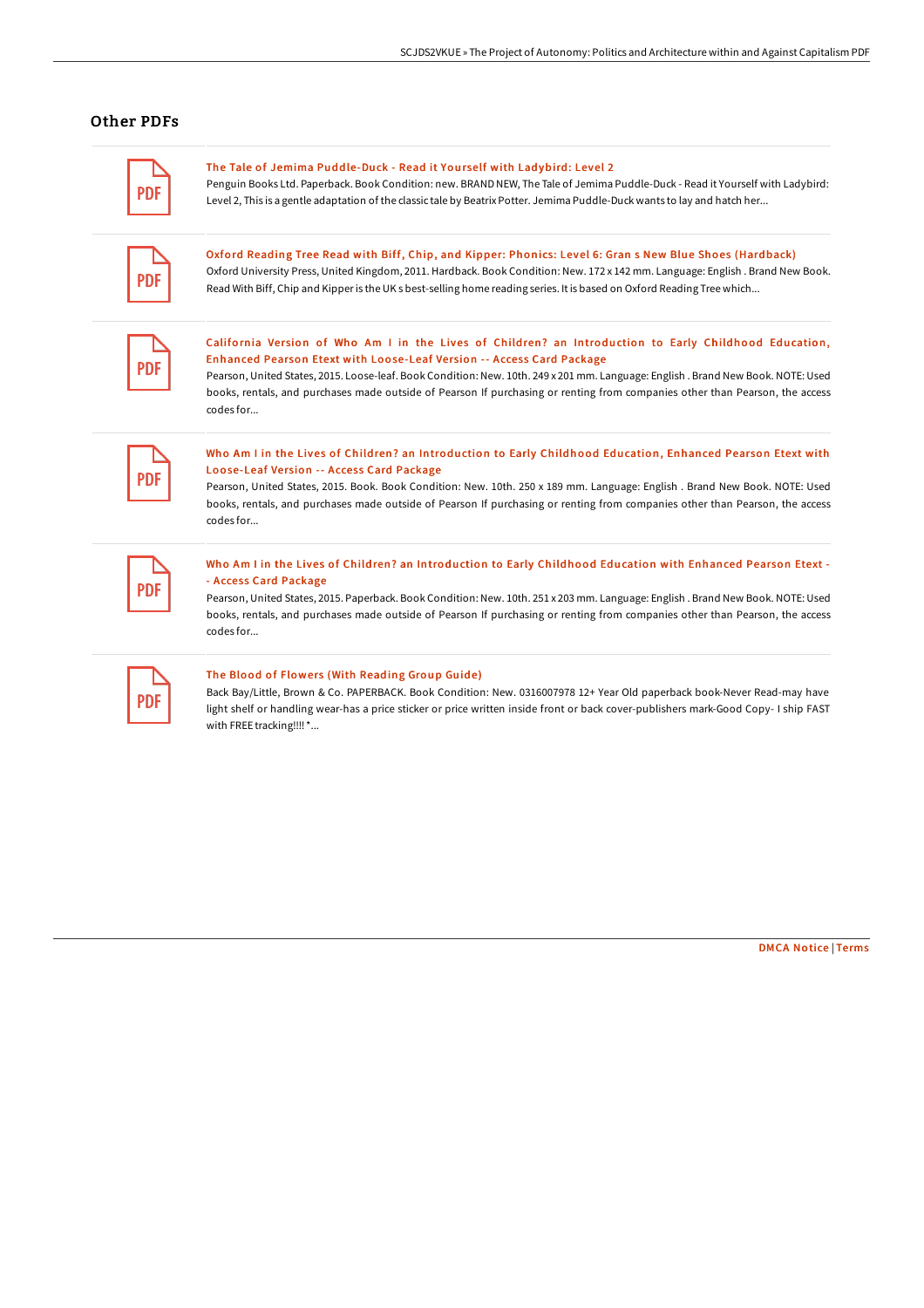## Other PDFs

**The Tale of Jemima Puddle-Duck - Read it Yourself with Ladybird: Level 2**

Penguin Books Ltd. Paperback. Book Condition: new. BRAND NEW, The Tale of Jemima Puddle-Duck - Read it Yourself with Ladybird: Level 2, This is a gentle adaptation of the classic tale by Beatrix Potter. Jemima Puddle-Duck wants to lay and hatch her...

**Oxford Reading Tree Read with Biff, Chip, and Kipper: Phonics: Level 6: Gran s New Blue Shoes (Hardback)**

Oxford University Press, United Kingdom, 2011. Hardback. Book Condition: New. 172 x 142 mm. Language: English . Brand New Book. Read With Biff, Chip and Kipper is the UK s best-selling home reading series. It is based on Oxford Reading Tree which...

**California Version of Who Am I in the Lives of Children? an Introduction to Early Childhood Education, Enhanced Pearson Etext with Loose-Leaf Version -- Access Card Package**

Pearson, United States, 2015. Loose-leaf. Book Condition: New. 10th. 249 x 201 mm. Language: English . Brand New Book. NOTE: Used books, rentals, and purchases made outside of Pearson If purchasing or renting from companies other than Pearson, the access codes for...

**Who Am I in the Lives of Children? an Introduction to Early Childhood Education, Enhanced Pearson Etext with Loose-Leaf Version -- Access Card Package**

Pearson, United States, 2015. Book. Book Condition: New. 10th. 250 x 189 mm. Language: English . Brand New Book. NOTE: Used books, rentals, and purchases made outside of Pearson If purchasing or renting from companies other than Pearson, the access codes for...

**Who Am I in the Lives of Children? an Introduction to Early Childhood Education with Enhanced Pearson Etext -- Access Card Package**

Pearson, United States, 2015. Paperback. Book Condition: New. 10th. 251 x 203 mm. Language: English . Brand New Book. NOTE: Used books, rentals, and purchases made outside of Pearson If purchasing or renting from companies other than Pearson, the access codes for...

**The Blood of Flowers (With Reading Group Guide)**

Back Bay/Little, Brown & Co. PAPERBACK. Book Condition: New. 0316007978 12+ Year Old paperback book-Never Read-may have light shelf or handling wear-has a price sticker or price written inside front or back cover-publishers mark-Good Copy- I ship FAST with FREE tracking!!!! *...